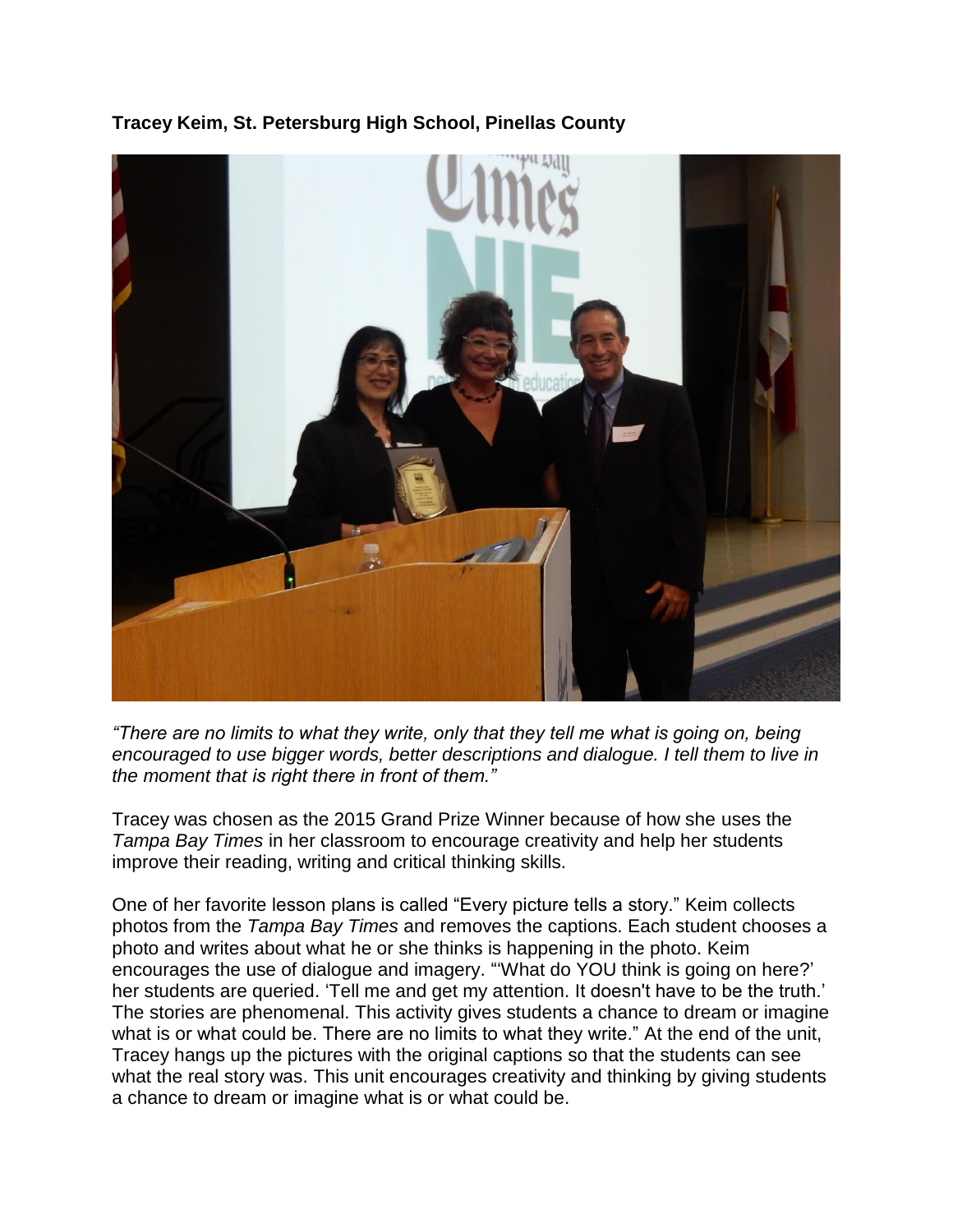**Tracey Keim, St. Petersburg High School, Pinellas County**

*"There are no limits to what they write, only that they tell me what is going on, being encouraged to use bigger words, better descriptions and dialogue. I tell them to live in the moment that is right there in front of them."*

Tracey was chosen as the 2015 Grand Prize Winner because of how she uses the *Tampa Bay Times* in her classroom to encourage creativity and help her students improve their reading, writing and critical thinking skills.

One of her favorite lesson plans is called "Every picture tells a story." Keim collects photos from the *Tampa Bay Times* and removes the captions. Each student chooses a photo and writes about what he or she thinks is happening in the photo. Keim encourages the use of dialogue and imagery. "'What do YOU think is going on here?' her students are queried. 'Tell me and get my attention. It doesn't have to be the truth.' The stories are phenomenal. This activity gives students a chance to dream or imagine what is or what could be. There are no limits to what they write." At the end of the unit, Tracey hangs up the pictures with the original captions so that the students can see what the real story was. This unit encourages creativity and thinking by giving students a chance to dream or imagine what is or what could be.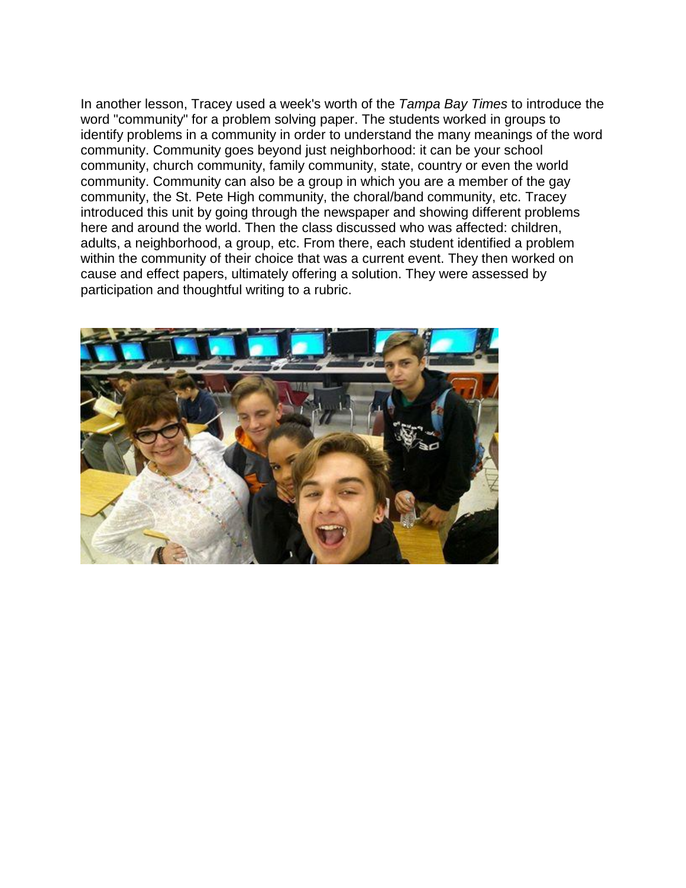In another lesson, Tracey used a week's worth of the *Tampa Bay Times* to introduce the word "community" for a problem solving paper. The students worked in groups to identify problems in a community in order to understand the many meanings of the word community. Community goes beyond just neighborhood: it can be your school community, church community, family community, state, country or even the world community. Community can also be a group in which you are a member of the gay community, the St. Pete High community, the choral/band community, etc. Tracey introduced this unit by going through the newspaper and showing different problems here and around the world. Then the class discussed who was affected: children, adults, a neighborhood, a group, etc. From there, each student identified a problem within the community of their choice that was a current event. They then worked on cause and effect papers, ultimately offering a solution. They were assessed by participation and thoughtful writing to a rubric.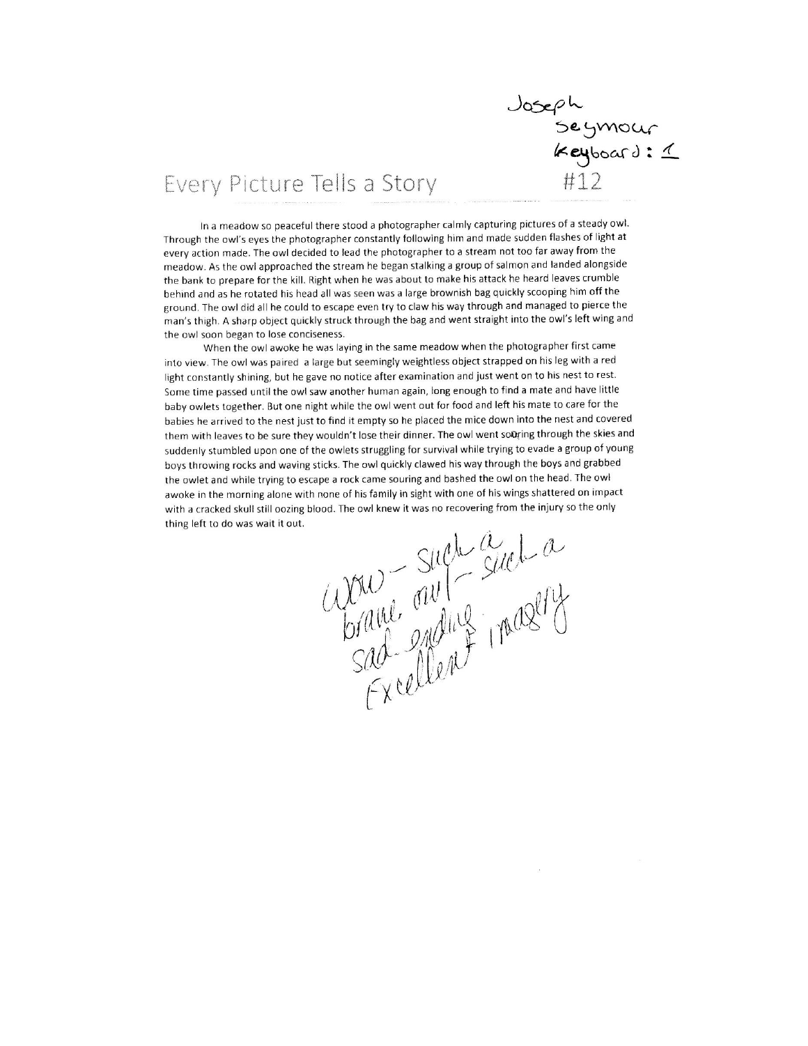Joseph
Seymour
Keyboard: 1
#12

# Every Picture Tells a Story

In a meadow so peaceful there stood a photographer calmly capturing pictures of a steady owl. Through the owl's eyes the photographer constantly following him and made sudden flashes of light at every action made. The owl decided to lead the photographer to a stream not too far away from the meadow. As the owl approached the stream he began stalking a group of salmon and landed alongside the bank to prepare for the kill. Right when he was about to make his attack he heard leaves crumble behind and as he rotated his head all was seen was a large brownish bag quickly scooping him off the ground. The owl did all he could to escape even try to claw his way through and managed to pierce the man's thigh. A sharp object quickly struck through the bag and went straight into the owl's left wing and the owl soon began to lose conciseness.

When the owl awoke he was laying in the same meadow when the photographer first came into view. The owl was paired a large but seemingly weightless object strapped on his leg with a red light constantly shining, but he gave no notice after examination and just went on to his nest to rest. Some time passed until the owl saw another human again, long enough to find a mate and have little baby owlets together. But one night while the owl went out for food and left his mate to care for the babies he arrived to the nest just to find it empty so he placed the mice down into the nest and covered them with leaves to be sure they wouldn't lose their dinner. The owl went soaring through the skies and suddenly stumbled upon one of the owlets struggling for survival while trying to evade a group of young boys throwing rocks and waving sticks. The owl quickly clawed his way through the boys and grabbed the owlet and while trying to escape a rock came souring and bashed the owl on the head. The owl awoke in the morning alone with none of his family in sight with one of his wings shattered on impact with a cracked skull still oozing blood. The owl knew it was no recovering from the injury so the only thing left to do was wait it out.

Wow – such a brave owl – such a sad ending
Excellent imagery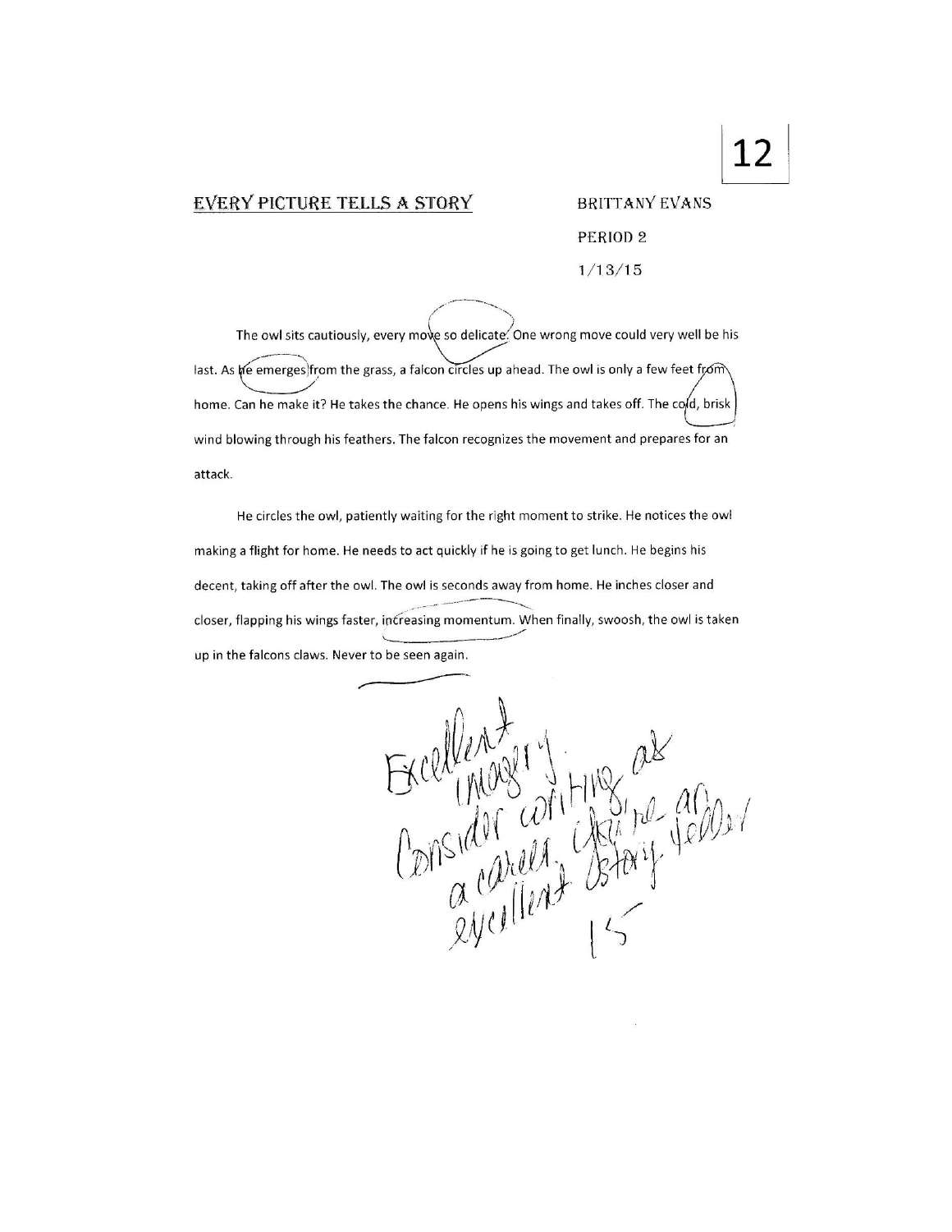12

# EVERY PICTURE TELLS A STORY

BRITTANY EVANS

PERIOD 2

1/13/15

The owl sits cautiously, every move so delicate. One wrong move could very well be his last. As he emerges from the grass, a falcon circles up ahead. The owl is only a few feet from home. Can he make it? He takes the chance. He opens his wings and takes off. The cold, brisk wind blowing through his feathers. The falcon recognizes the movement and prepares for an attack.

He circles the owl, patiently waiting for the right moment to strike. He notices the owl making a flight for home. He needs to act quickly if he is going to get lunch. He begins his decent, taking off after the owl. The owl is seconds away from home. He inches closer and closer, flapping his wings faster, increasing momentum. When finally, swoosh, the owl is taken up in the falcons claws. Never to be seen again.

Excellent imagery. Consider writing as a career. You're an excellent story teller!

15